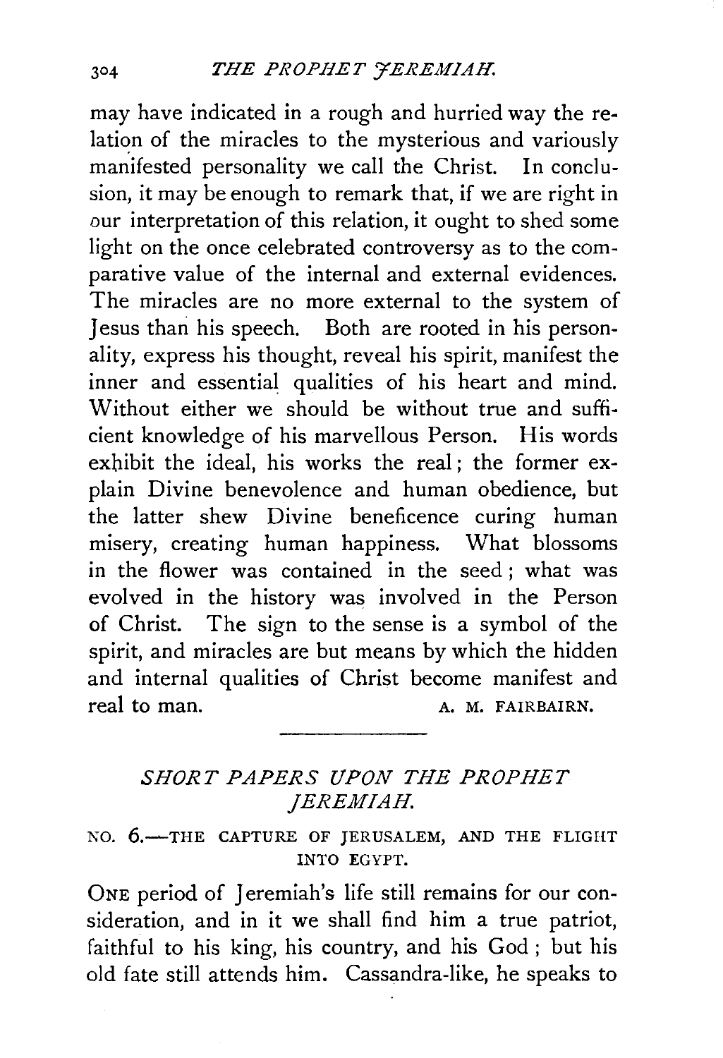may have indicated in a rough and hurried way the relation of the miracles to the mysterious and variously manifested personality we call the Christ. In conclusion, it may be enough to remark that, if we are right in our interpretation of this relation, it ought to shed some light on the once celebrated controversy as to the comparative value of the internal and external evidences. The miracles are no more external to the system of Jesus than his speech. Both are rooted in his personality, express his thought, reveal his spirit, manifest the inner and essential qualities of his heart and mind. Without either we should be without true and sufficient knowledge of his marvellous Person. His words exhibit the ideal, his works the real; the former explain Divine benevolence and human obedience, but the latter shew Divine beneficence curing human misery, creating human happiness. What blossoms in the flower was contained in the seed; what was evolved in the history was involved in the Person of Christ. The sign to the sense is a symbol of the spirit, and miracles are but means by which the hidden and internal qualities of Christ become manifest and real to man.

A. M. FAIRBAIRN.

---

## *SHORT PAPERS UPON THE PROPHET JEREMIAH.*

### NO. 6.—THE CAPTURE OF JERUSALEM, AND THE FLIGHT INTO EGYPT.

One period of Jeremiah's life still remains for our consideration, and in it we shall find him a true patriot, faithful to his king, his country, and his God; but his old fate still attends him. Cassandra-like, he speaks to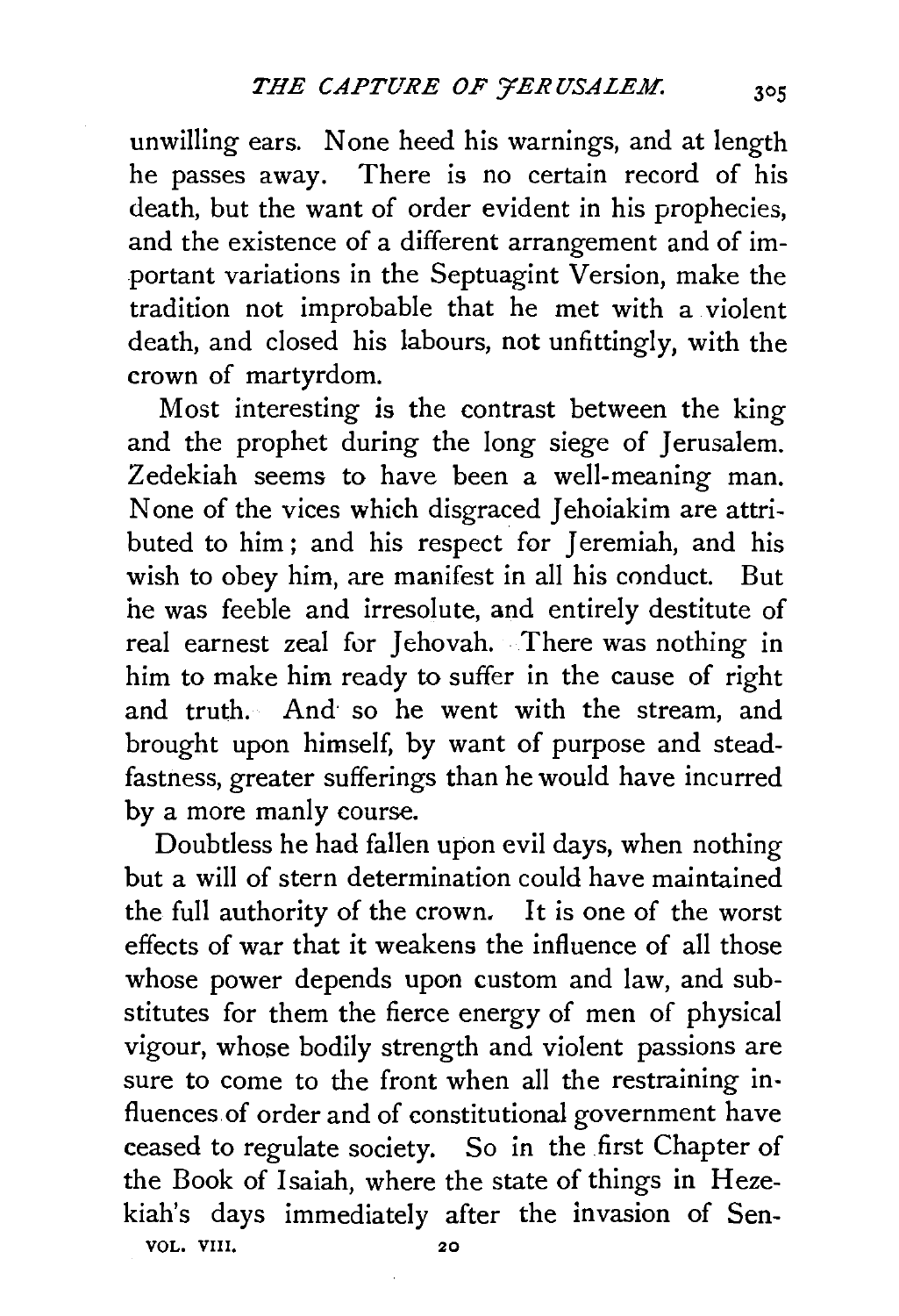unwilling ears. None heed his warnings, and at length he passes away. There is no certain record of his death, but the want of order evident in his prophecies, and the existence of a different arrangement and of important variations in the Septuagint Version, make the tradition not improbable that he met with a violent death, and closed his labours, not unfittingly, with the crown of martyrdom.

Most interesting is the contrast between the king and the prophet during the long siege of Jerusalem. Zedekiah seems to have been a well-meaning man. None of the vices which disgraced Jehoiakim are attributed to him; and his respect for Jeremiah, and his wish to obey him, are manifest in all his conduct. But he was feeble and irresolute, and entirely destitute of real earnest zeal for Jehovah. There was nothing in him to make him ready to suffer in the cause of right and truth. And so he went with the stream, and brought upon himself, by want of purpose and steadfastness, greater sufferings than he would have incurred by a more manly course.

Doubtless he had fallen upon evil days, when nothing but a will of stern determination could have maintained the full authority of the crown. It is one of the worst effects of war that it weakens the influence of all those whose power depends upon custom and law, and substitutes for them the fierce energy of men of physical vigour, whose bodily strength and violent passions are sure to come to the front when all the restraining influences of order and of constitutional government have ceased to regulate society. So in the first Chapter of the Book of Isaiah, where the state of things in Hezekiah's days immediately after the invasion of Sen-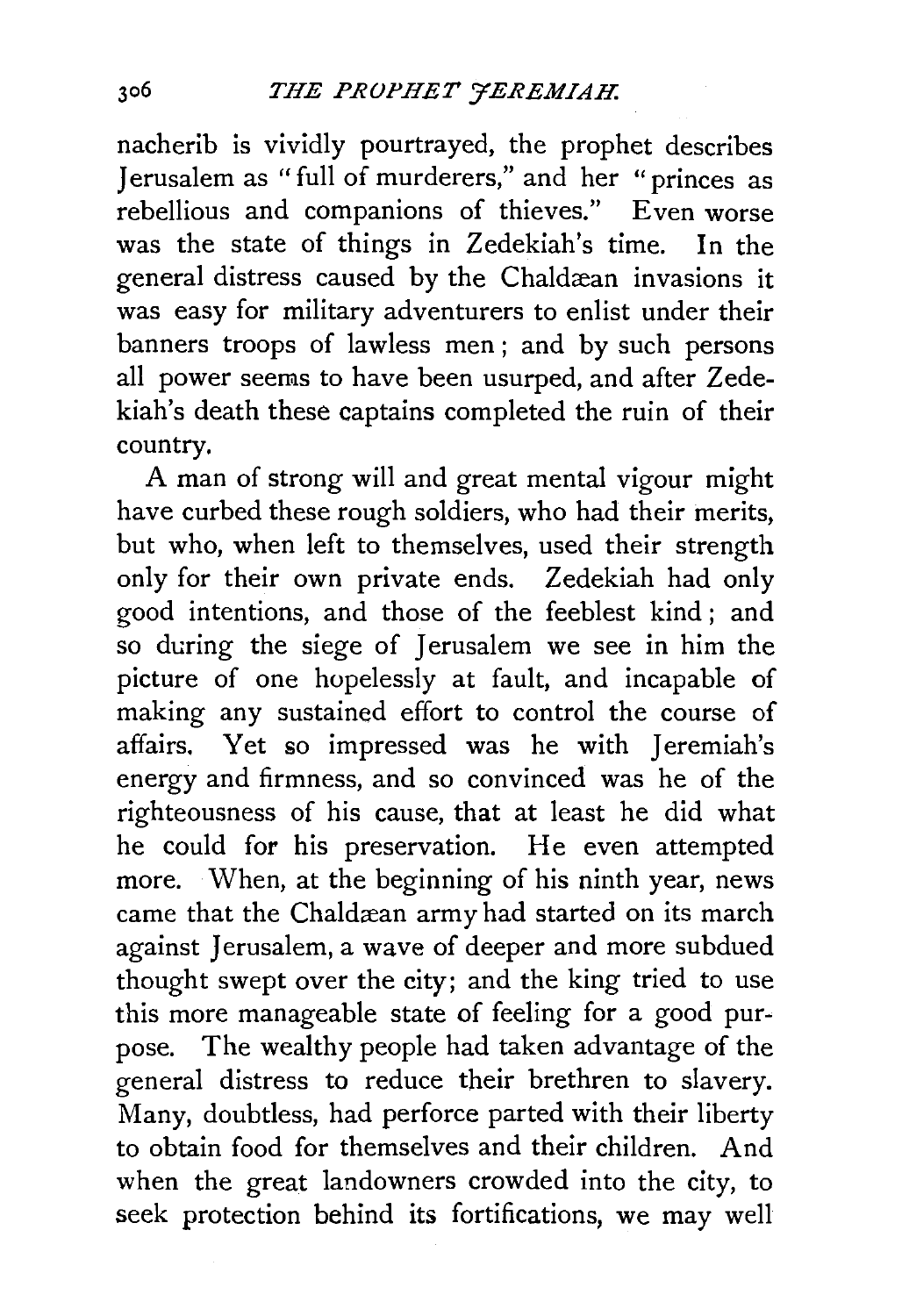nacherib is vividly pourtrayed, the prophet describes Jerusalem as "full of murderers," and her "princes as rebellious and companions of thieves." Even worse was the state of things in Zedekiah's time. In the general distress caused by the Chaldæan invasions it was easy for military adventurers to enlist under their banners troops of lawless men; and by such persons all power seems to have been usurped, and after Zedekiah's death these captains completed the ruin of their country.

A man of strong will and great mental vigour might have curbed these rough soldiers, who had their merits, but who, when left to themselves, used their strength only for their own private ends. Zedekiah had only good intentions, and those of the feeblest kind; and so during the siege of Jerusalem we see in him the picture of one hopelessly at fault, and incapable of making any sustained effort to control the course of affairs. Yet so impressed was he with Jeremiah's energy and firmness, and so convinced was he of the righteousness of his cause, that at least he did what he could for his preservation. He even attempted more. When, at the beginning of his ninth year, news came that the Chaldæan army had started on its march against Jerusalem, a wave of deeper and more subdued thought swept over the city; and the king tried to use this more manageable state of feeling for a good purpose. The wealthy people had taken advantage of the general distress to reduce their brethren to slavery. Many, doubtless, had perforce parted with their liberty to obtain food for themselves and their children. And when the great landowners crowded into the city, to seek protection behind its fortifications, we may well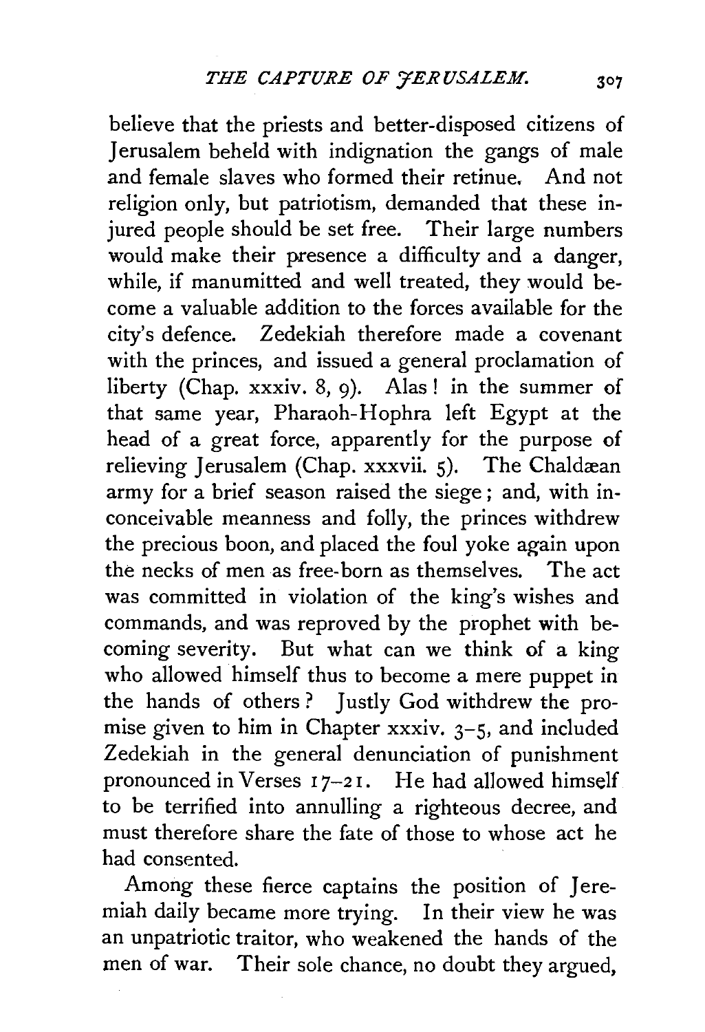believe that the priests and better-disposed citizens of Jerusalem beheld with indignation the gangs of male and female slaves who formed their retinue. And not religion only, but patriotism, demanded that these injured people should be set free. Their large numbers would make their presence a difficulty and a danger, while, if manumitted and well treated, they would become a valuable addition to the forces available for the city's defence. Zedekiah therefore made a covenant with the princes, and issued a general proclamation of liberty (Chap. xxxiv. 8, 9). Alas! in the summer of that same year, Pharaoh-Hophra left Egypt at the head of a great force, apparently for the purpose of relieving Jerusalem (Chap. xxxvii. 5). The Chaldæan army for a brief season raised the siege; and, with inconceivable meanness and folly, the princes withdrew the precious boon, and placed the foul yoke again upon the necks of men as free-born as themselves. The act was committed in violation of the king's wishes and commands, and was reproved by the prophet with becoming severity. But what can we think of a king who allowed himself thus to become a mere puppet in the hands of others? Justly God withdrew the promise given to him in Chapter xxxiv. 3–5, and included Zedekiah in the general denunciation of punishment pronounced in Verses 17–21. He had allowed himself to be terrified into annulling a righteous decree, and must therefore share the fate of those to whose act he had consented.

Among these fierce captains the position of Jeremiah daily became more trying. In their view he was an unpatriotic traitor, who weakened the hands of the men of war. Their sole chance, no doubt they argued,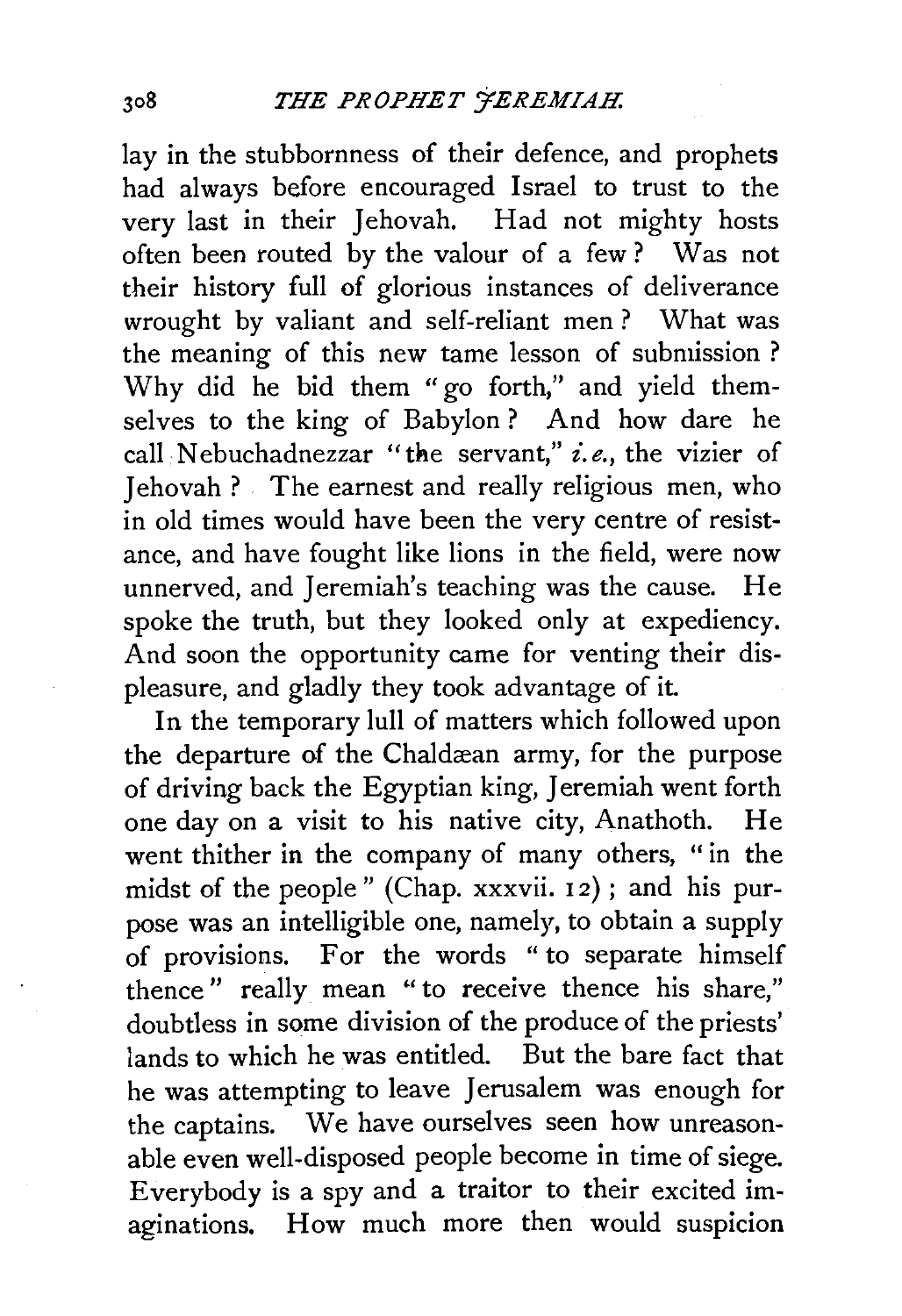lay in the stubbornness of their defence, and prophets had always before encouraged Israel to trust to the very last in their Jehovah. Had not mighty hosts often been routed by the valour of a few? Was not their history full of glorious instances of deliverance wrought by valiant and self-reliant men? What was the meaning of this new tame lesson of submission? Why did he bid them "go forth," and yield themselves to the king of Babylon? And how dare he call Nebuchadnezzar "the servant," *i.e.*, the vizier of Jehovah? The earnest and really religious men, who in old times would have been the very centre of resistance, and have fought like lions in the field, were now unnerved, and Jeremiah's teaching was the cause. He spoke the truth, but they looked only at expediency. And soon the opportunity came for venting their displeasure, and gladly they took advantage of it.

In the temporary lull of matters which followed upon the departure of the Chaldæan army, for the purpose of driving back the Egyptian king, Jeremiah went forth one day on a visit to his native city, Anathoth. He went thither in the company of many others, "in the midst of the people" (Chap. xxxvii. 12); and his purpose was an intelligible one, namely, to obtain a supply of provisions. For the words "to separate himself thence" really mean "to receive thence his share," doubtless in some division of the produce of the priests' lands to which he was entitled. But the bare fact that he was attempting to leave Jerusalem was enough for the captains. We have ourselves seen how unreasonable even well-disposed people become in time of siege. Everybody is a spy and a traitor to their excited imaginations. How much more then would suspicion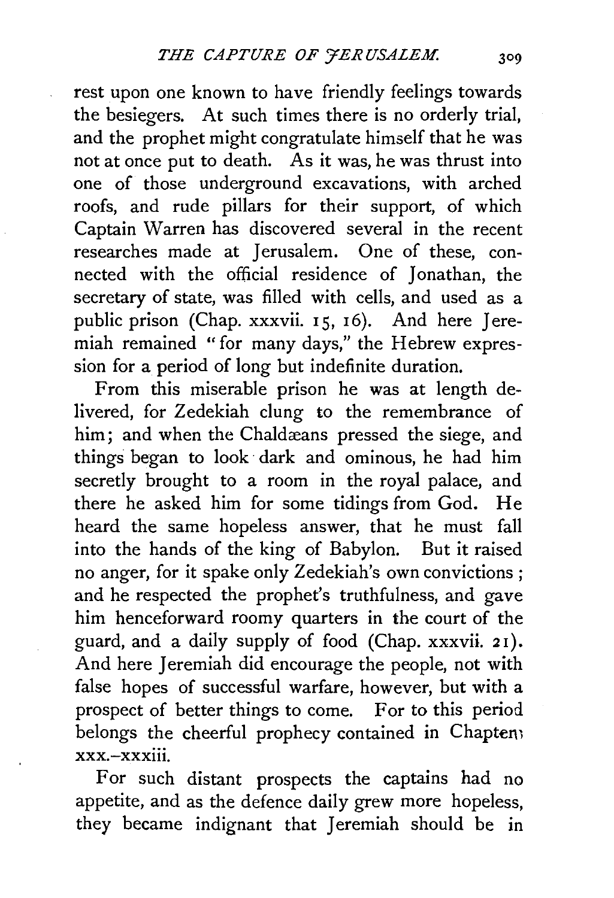rest upon one known to have friendly feelings towards the besiegers. At such times there is no orderly trial, and the prophet might congratulate himself that he was not at once put to death. As it was, he was thrust into one of those underground excavations, with arched roofs, and rude pillars for their support, of which Captain Warren has discovered several in the recent researches made at Jerusalem. One of these, connected with the official residence of Jonathan, the secretary of state, was filled with cells, and used as a public prison (Chap. xxxvii. 15, 16). And here Jeremiah remained "for many days," the Hebrew expression for a period of long but indefinite duration.

From this miserable prison he was at length delivered, for Zedekiah clung to the remembrance of him; and when the Chaldæans pressed the siege, and things began to look dark and ominous, he had him secretly brought to a room in the royal palace, and there he asked him for some tidings from God. He heard the same hopeless answer, that he must fall into the hands of the king of Babylon. But it raised no anger, for it spake only Zedekiah's own convictions; and he respected the prophet's truthfulness, and gave him henceforward roomy quarters in the court of the guard, and a daily supply of food (Chap. xxxvii. 21). And here Jeremiah did encourage the people, not with false hopes of successful warfare, however, but with a prospect of better things to come. For to this period belongs the cheerful prophecy contained in Chapters xxx.–xxxiii.

For such distant prospects the captains had no appetite, and as the defence daily grew more hopeless, they became indignant that Jeremiah should be in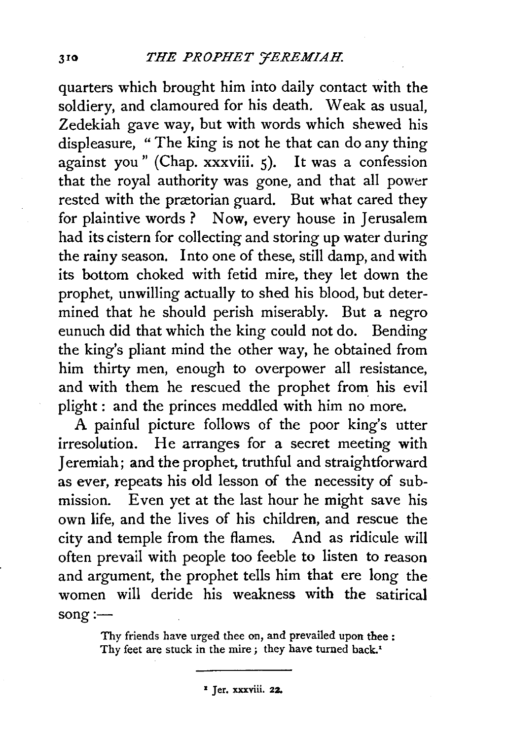quarters which brought him into daily contact with the soldiery, and clamoured for his death. Weak as usual, Zedekiah gave way, but with words which shewed his displeasure, "The king is not he that can do any thing against you" (Chap. xxxviii. 5). It was a confession that the royal authority was gone, and that all power rested with the prætorian guard. But what cared they for plaintive words? Now, every house in Jerusalem had its cistern for collecting and storing up water during the rainy season. Into one of these, still damp, and with its bottom choked with fetid mire, they let down the prophet, unwilling actually to shed his blood, but determined that he should perish miserably. But a negro eunuch did that which the king could not do. Bending the king's pliant mind the other way, he obtained from him thirty men, enough to overpower all resistance, and with them he rescued the prophet from his evil plight: and the princes meddled with him no more.

A painful picture follows of the poor king's utter irresolution. He arranges for a secret meeting with Jeremiah; and the prophet, truthful and straightforward as ever, repeats his old lesson of the necessity of submission. Even yet at the last hour he might save his own life, and the lives of his children, and rescue the city and temple from the flames. And as ridicule will often prevail with people too feeble to listen to reason and argument, the prophet tells him that ere long the women will deride his weakness with the satirical song:—

> Thy friends have urged thee on, and prevailed upon thee:
> Thy feet are stuck in the mire; they have turned back.[1]

---

[1] Jer. xxxviii. 22.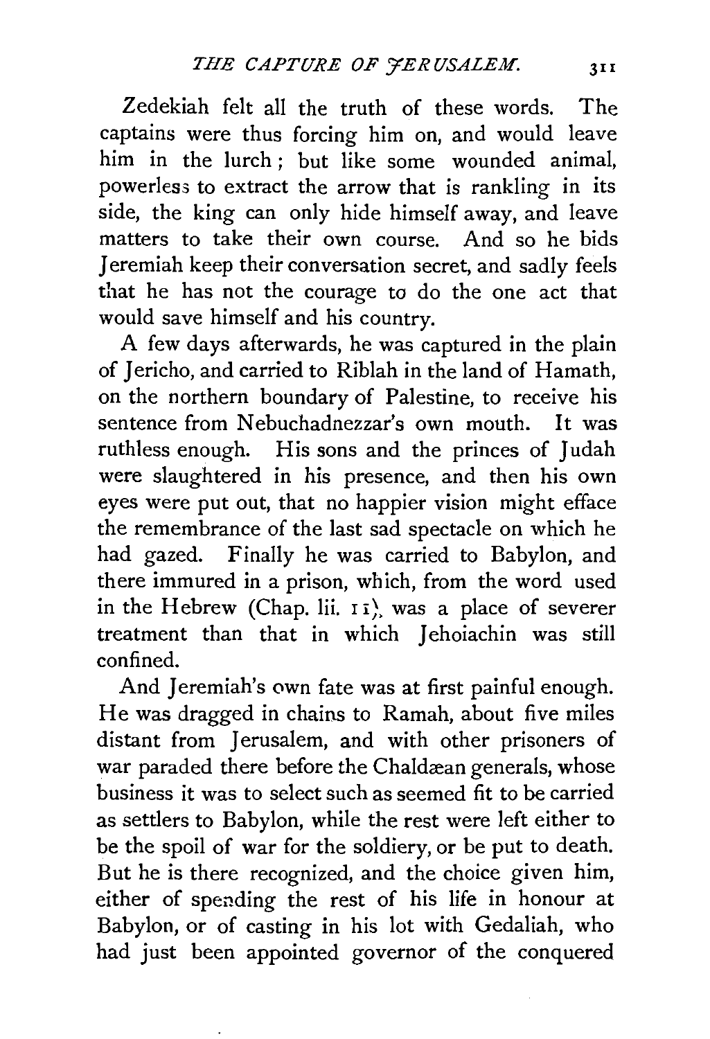Zedekiah felt all the truth of these words. The captains were thus forcing him on, and would leave him in the lurch; but like some wounded animal, powerless to extract the arrow that is rankling in its side, the king can only hide himself away, and leave matters to take their own course. And so he bids Jeremiah keep their conversation secret, and sadly feels that he has not the courage to do the one act that would save himself and his country.

A few days afterwards, he was captured in the plain of Jericho, and carried to Riblah in the land of Hamath, on the northern boundary of Palestine, to receive his sentence from Nebuchadnezzar's own mouth. It was ruthless enough. His sons and the princes of Judah were slaughtered in his presence, and then his own eyes were put out, that no happier vision might efface the remembrance of the last sad spectacle on which he had gazed. Finally he was carried to Babylon, and there immured in a prison, which, from the word used in the Hebrew (Chap. lii. 11), was a place of severer treatment than that in which Jehoiachin was still confined.

And Jeremiah's own fate was at first painful enough. He was dragged in chains to Ramah, about five miles distant from Jerusalem, and with other prisoners of war paraded there before the Chaldæan generals, whose business it was to select such as seemed fit to be carried as settlers to Babylon, while the rest were left either to be the spoil of war for the soldiery, or be put to death. But he is there recognized, and the choice given him, either of spending the rest of his life in honour at Babylon, or of casting in his lot with Gedaliah, who had just been appointed governor of the conquered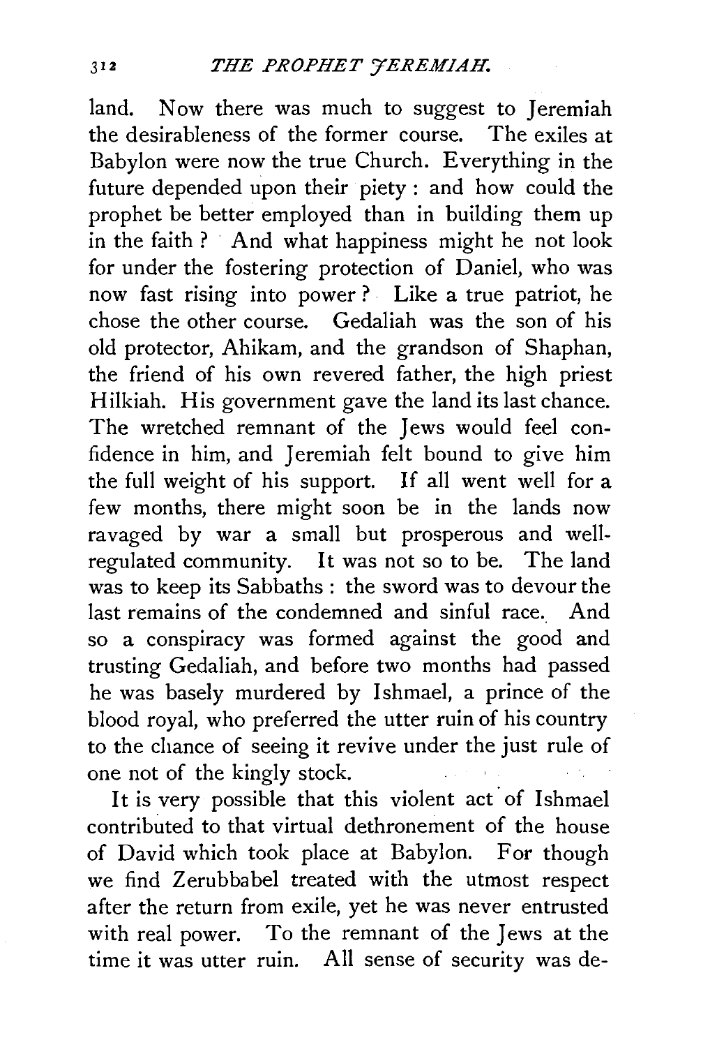land. Now there was much to suggest to Jeremiah the desirableness of the former course. The exiles at Babylon were now the true Church. Everything in the future depended upon their piety : and how could the prophet be better employed than in building them up in the faith ? And what happiness might he not look for under the fostering protection of Daniel, who was now fast rising into power ? Like a true patriot, he chose the other course. Gedaliah was the son of his old protector, Ahikam, and the grandson of Shaphan, the friend of his own revered father, the high priest Hilkiah. His government gave the land its last chance. The wretched remnant of the Jews would feel confidence in him, and Jeremiah felt bound to give him the full weight of his support. If all went well for a few months, there might soon be in the lands now ravaged by war a small but prosperous and well-regulated community. It was not so to be. The land was to keep its Sabbaths : the sword was to devour the last remains of the condemned and sinful race. And so a conspiracy was formed against the good and trusting Gedaliah, and before two months had passed he was basely murdered by Ishmael, a prince of the blood royal, who preferred the utter ruin of his country to the chance of seeing it revive under the just rule of one not of the kingly stock.

It is very possible that this violent act of Ishmael contributed to that virtual dethronement of the house of David which took place at Babylon. For though we find Zerubbabel treated with the utmost respect after the return from exile, yet he was never entrusted with real power. To the remnant of the Jews at the time it was utter ruin. All sense of security was de-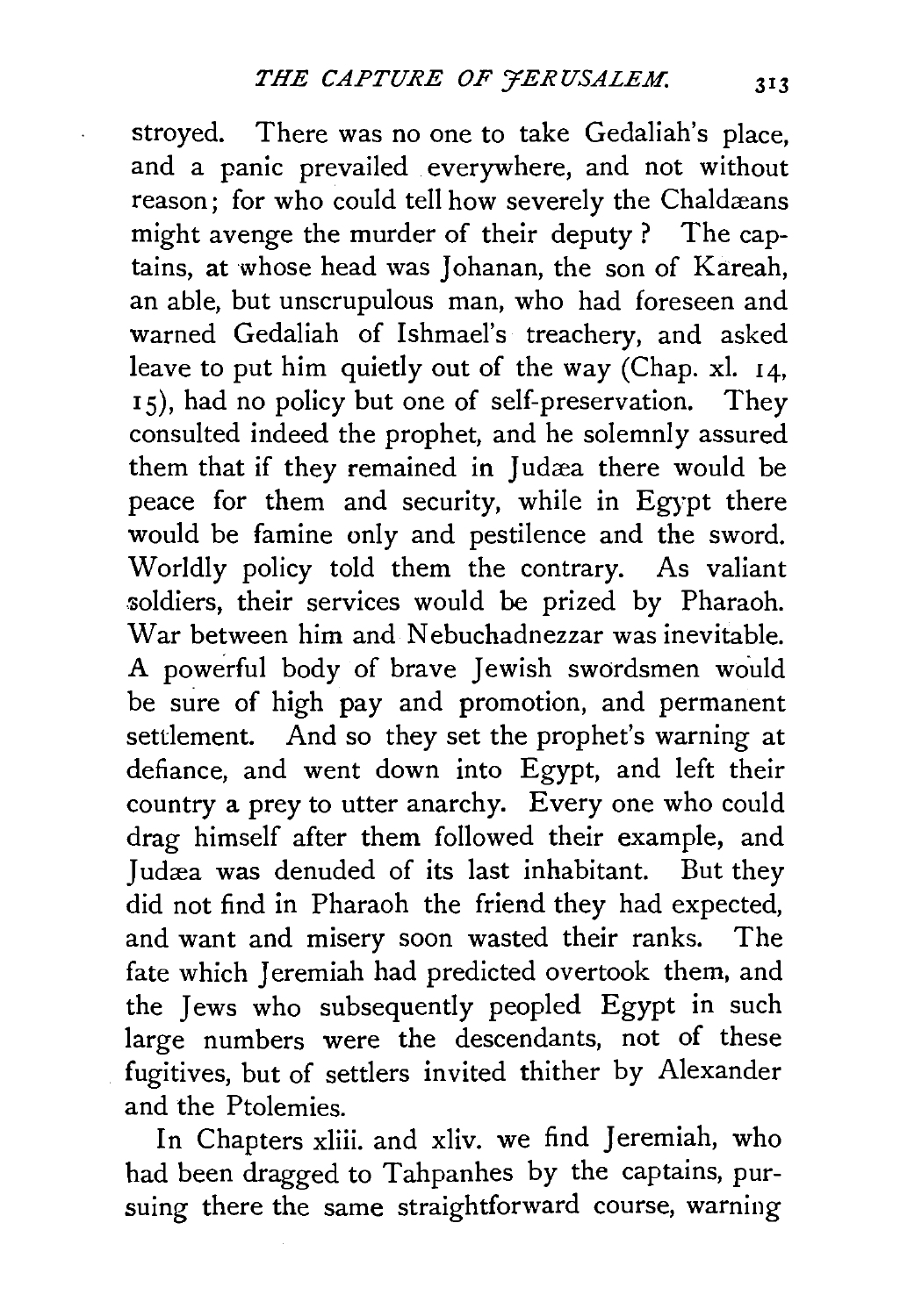stroyed. There was no one to take Gedaliah's place, and a panic prevailed everywhere, and not without reason; for who could tell how severely the Chaldæans might avenge the murder of their deputy? The captains, at whose head was Johanan, the son of Kareah, an able, but unscrupulous man, who had foreseen and warned Gedaliah of Ishmael's treachery, and asked leave to put him quietly out of the way (Chap. xl. 14, 15), had no policy but one of self-preservation. They consulted indeed the prophet, and he solemnly assured them that if they remained in Judæa there would be peace for them and security, while in Egypt there would be famine only and pestilence and the sword. Worldly policy told them the contrary. As valiant soldiers, their services would be prized by Pharaoh. War between him and Nebuchadnezzar was inevitable. A powerful body of brave Jewish swordsmen would be sure of high pay and promotion, and permanent settlement. And so they set the prophet's warning at defiance, and went down into Egypt, and left their country a prey to utter anarchy. Every one who could drag himself after them followed their example, and Judæa was denuded of its last inhabitant. But they did not find in Pharaoh the friend they had expected, and want and misery soon wasted their ranks. The fate which Jeremiah had predicted overtook them, and the Jews who subsequently peopled Egypt in such large numbers were the descendants, not of these fugitives, but of settlers invited thither by Alexander and the Ptolemies.

In Chapters xliii. and xliv. we find Jeremiah, who had been dragged to Tahpanhes by the captains, pursuing there the same straightforward course, warning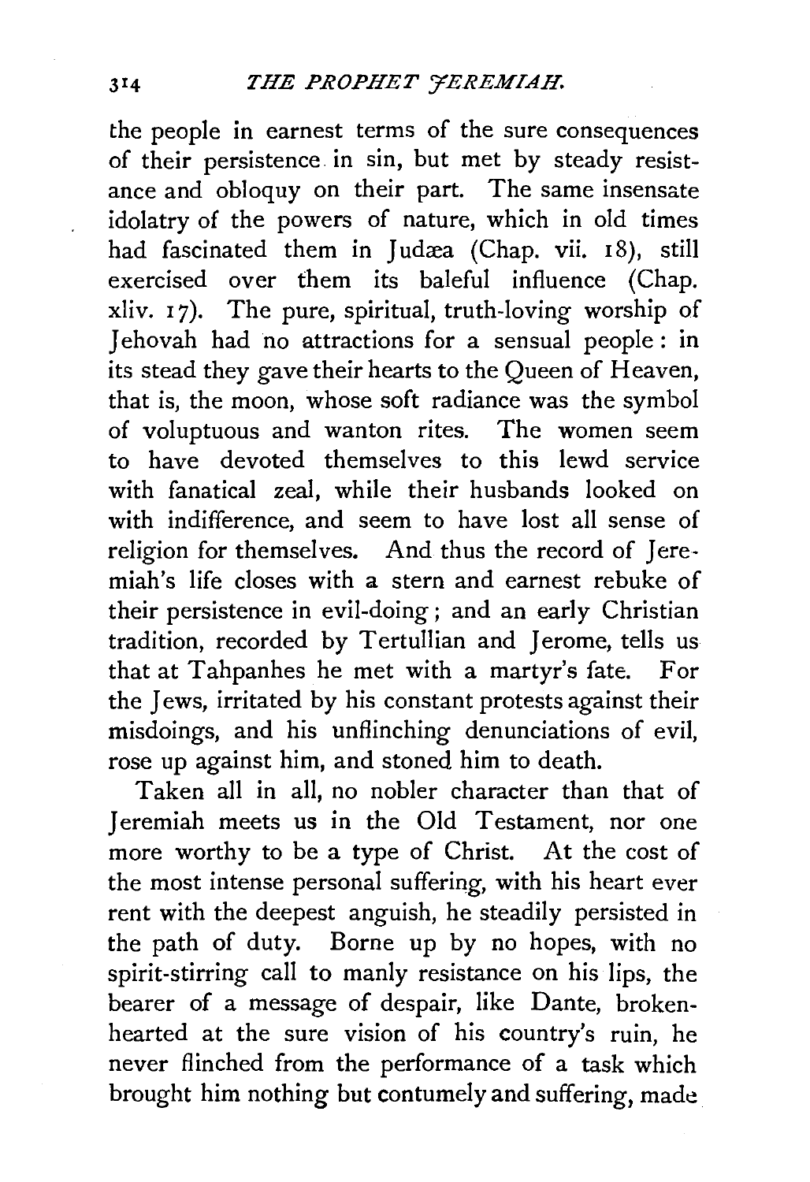the people in earnest terms of the sure consequences of their persistence in sin, but met by steady resistance and obloquy on their part. The same insensate idolatry of the powers of nature, which in old times had fascinated them in Judæa (Chap. vii. 18), still exercised over them its baleful influence (Chap. xliv. 17). The pure, spiritual, truth-loving worship of Jehovah had no attractions for a sensual people: in its stead they gave their hearts to the Queen of Heaven, that is, the moon, whose soft radiance was the symbol of voluptuous and wanton rites. The women seem to have devoted themselves to this lewd service with fanatical zeal, while their husbands looked on with indifference, and seem to have lost all sense of religion for themselves. And thus the record of Jeremiah's life closes with a stern and earnest rebuke of their persistence in evil-doing; and an early Christian tradition, recorded by Tertullian and Jerome, tells us that at Tahpanhes he met with a martyr's fate. For the Jews, irritated by his constant protests against their misdoings, and his unflinching denunciations of evil, rose up against him, and stoned him to death.

Taken all in all, no nobler character than that of Jeremiah meets us in the Old Testament, nor one more worthy to be a type of Christ. At the cost of the most intense personal suffering, with his heart ever rent with the deepest anguish, he steadily persisted in the path of duty. Borne up by no hopes, with no spirit-stirring call to manly resistance on his lips, the bearer of a message of despair, like Dante, broken-hearted at the sure vision of his country's ruin, he never flinched from the performance of a task which brought him nothing but contumely and suffering, made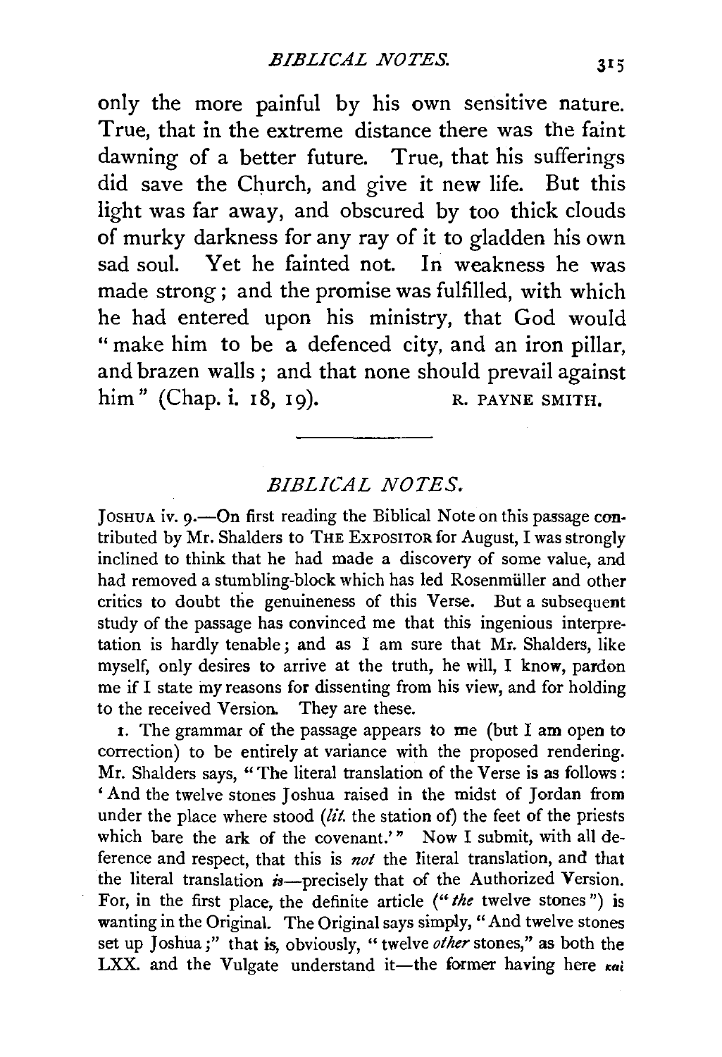only the more painful by his own sensitive nature. True, that in the extreme distance there was the faint dawning of a better future. True, that his sufferings did save the Church, and give it new life. But this light was far away, and obscured by too thick clouds of murky darkness for any ray of it to gladden his own sad soul. Yet he fainted not. In weakness he was made strong; and the promise was fulfilled, with which he had entered upon his ministry, that God would "make him to be a defenced city, and an iron pillar, and brazen walls; and that none should prevail against him" (Chap. i. 18, 19).

R. PAYNE SMITH.

---

## *BIBLICAL NOTES.*

JOSHUA iv. 9.—On first reading the Biblical Note on this passage contributed by Mr. Shalders to THE EXPOSITOR for August, I was strongly inclined to think that he had made a discovery of some value, and had removed a stumbling-block which has led Rosenmüller and other critics to doubt the genuineness of this Verse. But a subsequent study of the passage has convinced me that this ingenious interpretation is hardly tenable; and as I am sure that Mr. Shalders, like myself, only desires to arrive at the truth, he will, I know, pardon me if I state my reasons for dissenting from his view, and for holding to the received Version. They are these.

1. The grammar of the passage appears to me (but I am open to correction) to be entirely at variance with the proposed rendering. Mr. Shalders says, "The literal translation of the Verse is as follows: 'And the twelve stones Joshua raised in the midst of Jordan from under the place where stood (*lit.* the station of) the feet of the priests which bare the ark of the covenant.'" Now I submit, with all deference and respect, that this is *not* the literal translation, and that the literal translation *is*—precisely that of the Authorized Version. For, in the first place, the definite article ("*the* twelve stones") is wanting in the Original. The Original says simply, "And twelve stones set up Joshua;" that is, obviously, "twelve *other* stones," as both the LXX. and the Vulgate understand it—the former having here καὶ